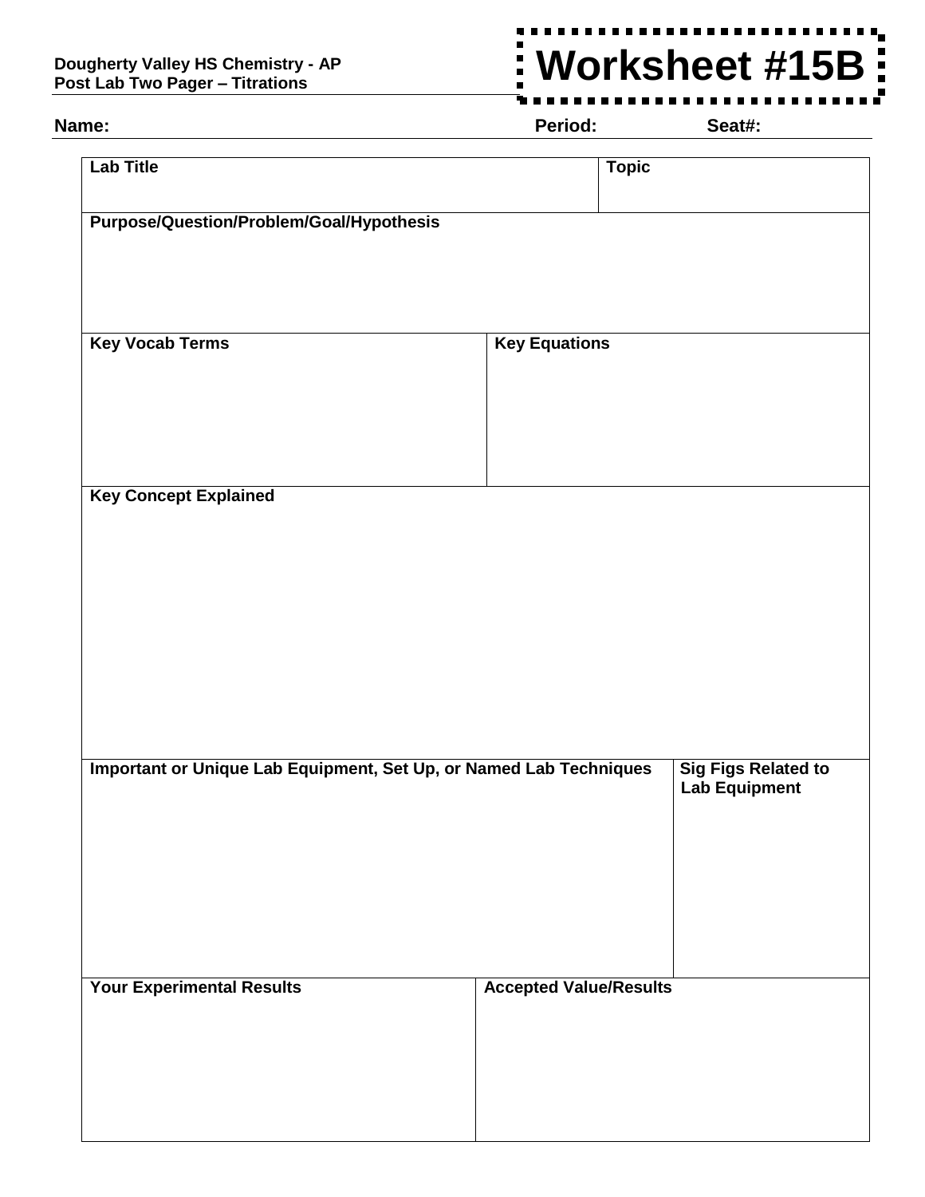**Dougherty Valley HS Chemistry - AP**
**Post Lab Two Pager – Titrations**

# Worksheet #15B

**Name:** **Period:** **Seat#:**

| **Lab Title** | | **Topic** |
|---|---|---|
| **Purpose/Question/Problem/Goal/Hypothesis** | | |
| **Key Vocab Terms** | **Key Equations** | |
| **Key Concept Explained** | | |
| **Important or Unique Lab Equipment, Set Up, or Named Lab Techniques** | | **Sig Figs Related to Lab Equipment** |
| **Your Experimental Results** | **Accepted Value/Results** | |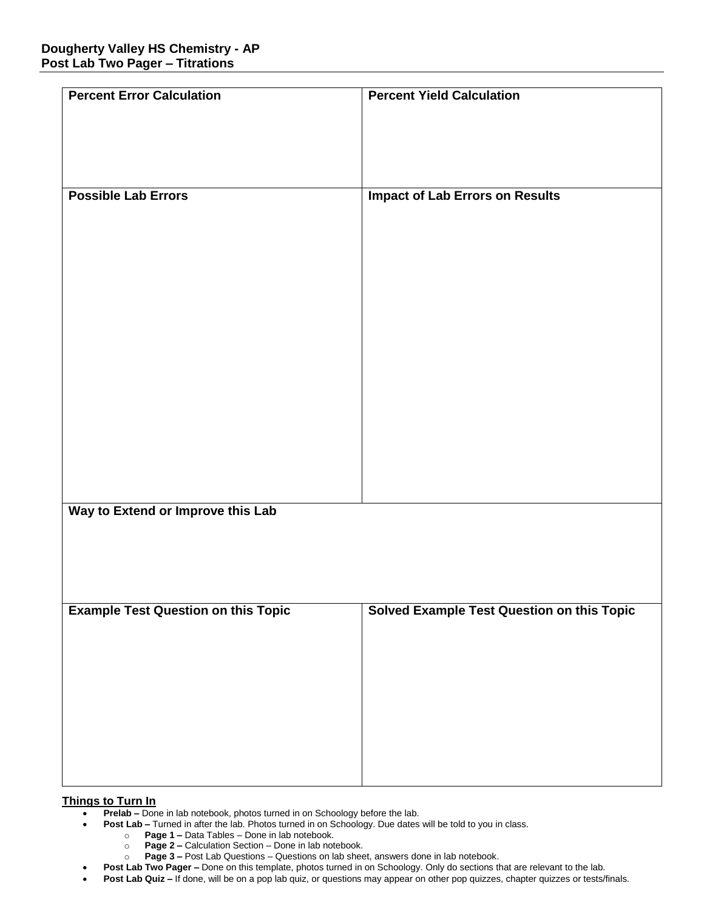**Dougherty Valley HS Chemistry - AP**
**Post Lab Two Pager – Titrations**

| **Percent Error Calculation** | **Percent Yield Calculation** |
| --- | --- |
| | |
| **Possible Lab Errors** | **Impact of Lab Errors on Results** |
| | |
| **Way to Extend or Improve this Lab** | |
| | |
| **Example Test Question on this Topic** | **Solved Example Test Question on this Topic** |
| | |

**Things to Turn In**

- **Prelab –** Done in lab notebook, photos turned in on Schoology before the lab.
- **Post Lab –** Turned in after the lab. Photos turned in on Schoology. Due dates will be told to you in class.
  - **Page 1 –** Data Tables – Done in lab notebook.
  - **Page 2 –** Calculation Section – Done in lab notebook.
  - **Page 3 –** Post Lab Questions – Questions on lab sheet, answers done in lab notebook.
- **Post Lab Two Pager –** Done on this template, photos turned in on Schoology. Only do sections that are relevant to the lab.
- **Post Lab Quiz –** If done, will be on a pop lab quiz, or questions may appear on other pop quizzes, chapter quizzes or tests/finals.